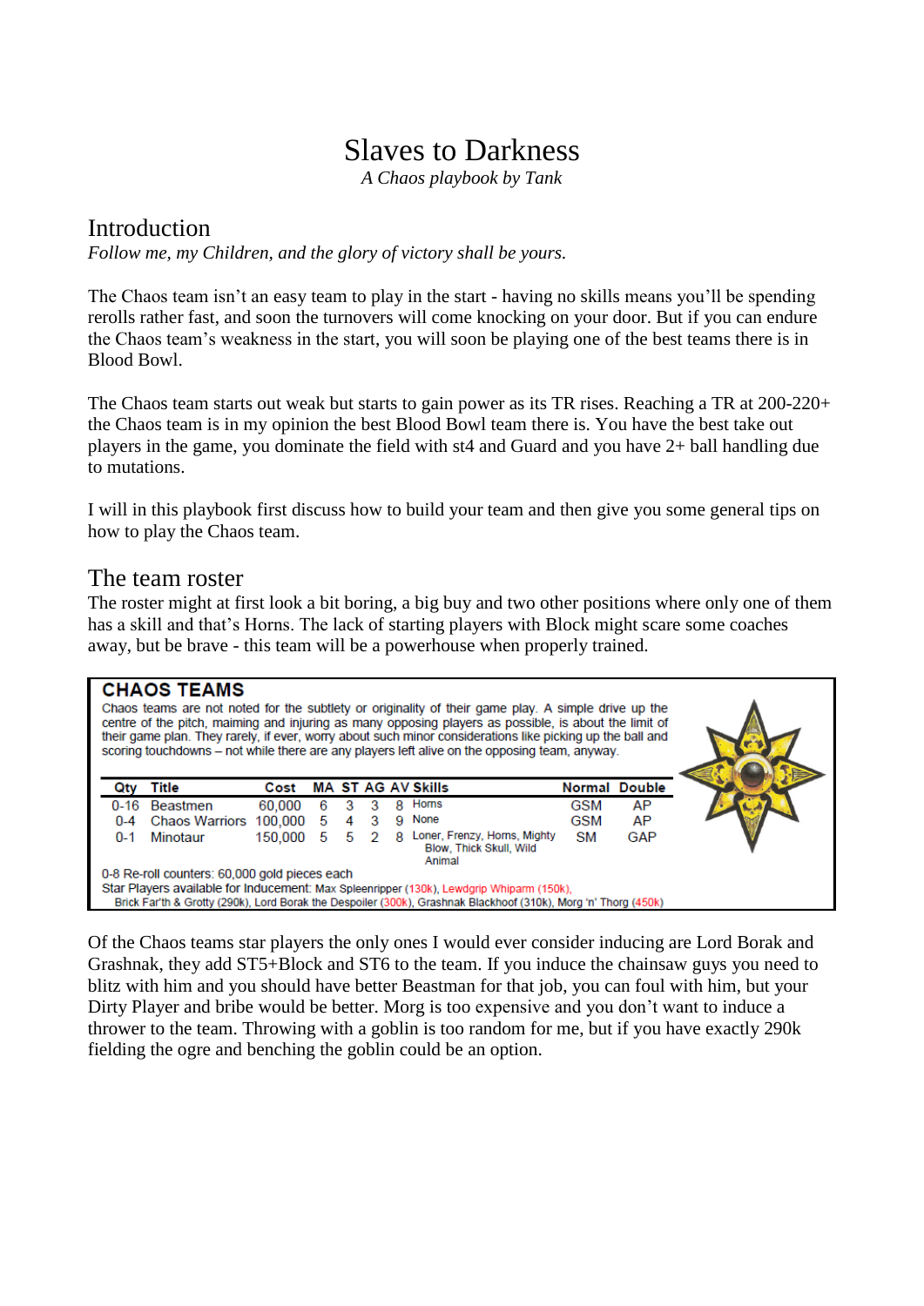# Slaves to Darkness

*A Chaos playbook by Tank*

## Introduction

*Follow me, my Children, and the glory of victory shall be yours.*

The Chaos team isn't an easy team to play in the start - having no skills means you'll be spending rerolls rather fast, and soon the turnovers will come knocking on your door. But if you can endure the Chaos team's weakness in the start, you will soon be playing one of the best teams there is in Blood Bowl.

The Chaos team starts out weak but starts to gain power as its TR rises. Reaching a TR at 200-220+ the Chaos team is in my opinion the best Blood Bowl team there is. You have the best take out players in the game, you dominate the field with st4 and Guard and you have 2+ ball handling due to mutations.

I will in this playbook first discuss how to build your team and then give you some general tips on how to play the Chaos team.

## The team roster

The roster might at first look a bit boring, a big buy and two other positions where only one of them has a skill and that's Horns. The lack of starting players with Block might scare some coaches away, but be brave - this team will be a powerhouse when properly trained.

### CHAOS TEAMS

Chaos teams are not noted for the subtlety or originality of their game play. A simple drive up the centre of the pitch, maiming and injuring as many opposing players as possible, is about the limit of their game plan. They rarely, if ever, worry about such minor considerations like picking up the ball and scoring touchdowns – not while there are any players left alive on the opposing team, anyway.

| Qty | Title | Cost | MA | ST | AG | AV | Skills | Normal | Double |
|---|---|---|---|---|---|---|---|---|---|
| 0-16 | Beastmen | 60,000 | 6 | 3 | 3 | 8 | Horns | GSM | AP |
| 0-4 | Chaos Warriors | 100,000 | 5 | 4 | 3 | 9 | None | GSM | AP |
| 0-1 | Minotaur | 150,000 | 5 | 5 | 2 | 8 | Loner, Frenzy, Horns, Mighty Blow, Thick Skull, Wild Animal | SM | GAP |

0-8 Re-roll counters: 60,000 gold pieces each

Star Players available for Inducement: Max Spleenripper (130k), Lewdgrip Whiparm (150k), Brick Far'th & Grotty (290k), Lord Borak the Despoiler (300k), Grashnak Blackhoof (310k), Morg 'n' Thorg (450k)

Of the Chaos teams star players the only ones I would ever consider inducing are Lord Borak and Grashnak, they add ST5+Block and ST6 to the team. If you induce the chainsaw guys you need to blitz with him and you should have better Beastman for that job, you can foul with him, but your Dirty Player and bribe would be better. Morg is too expensive and you don't want to induce a thrower to the team. Throwing with a goblin is too random for me, but if you have exactly 290k fielding the ogre and benching the goblin could be an option.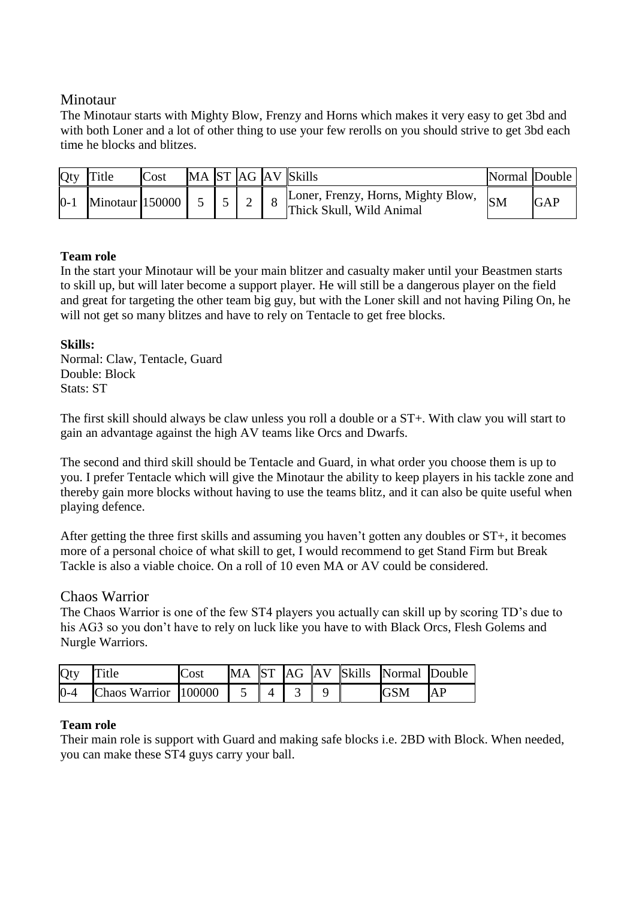## Minotaur

The Minotaur starts with Mighty Blow, Frenzy and Horns which makes it very easy to get 3bd and with both Loner and a lot of other thing to use your few rerolls on you should strive to get 3bd each time he blocks and blitzes.

| Qty | Title | Cost | MA | ST | AG | AV | Skills | Normal | Double |
|---|---|---|---|---|---|---|---|---|---|
| 0-1 | Minotaur | 150000 | 5 | 5 | 2 | 8 | Loner, Frenzy, Horns, Mighty Blow, Thick Skull, Wild Animal | SM | GAP |

**Team role**

In the start your Minotaur will be your main blitzer and casualty maker until your Beastmen starts to skill up, but will later become a support player. He will still be a dangerous player on the field and great for targeting the other team big guy, but with the Loner skill and not having Piling On, he will not get so many blitzes and have to rely on Tentacle to get free blocks.

**Skills:**

Normal: Claw, Tentacle, Guard
Double: Block
Stats: ST

The first skill should always be claw unless you roll a double or a ST+. With claw you will start to gain an advantage against the high AV teams like Orcs and Dwarfs.

The second and third skill should be Tentacle and Guard, in what order you choose them is up to you. I prefer Tentacle which will give the Minotaur the ability to keep players in his tackle zone and thereby gain more blocks without having to use the teams blitz, and it can also be quite useful when playing defence.

After getting the three first skills and assuming you haven't gotten any doubles or ST+, it becomes more of a personal choice of what skill to get, I would recommend to get Stand Firm but Break Tackle is also a viable choice. On a roll of 10 even MA or AV could be considered.

## Chaos Warrior

The Chaos Warrior is one of the few ST4 players you actually can skill up by scoring TD's due to his AG3 so you don't have to rely on luck like you have to with Black Orcs, Flesh Golems and Nurgle Warriors.

| Qty | Title | Cost | MA | ST | AG | AV | Skills | Normal | Double |
|---|---|---|---|---|---|---|---|---|---|
| 0-4 | Chaos Warrior | 100000 | 5 | 4 | 3 | 9 | | GSM | AP |

**Team role**

Their main role is support with Guard and making safe blocks i.e. 2BD with Block. When needed, you can make these ST4 guys carry your ball.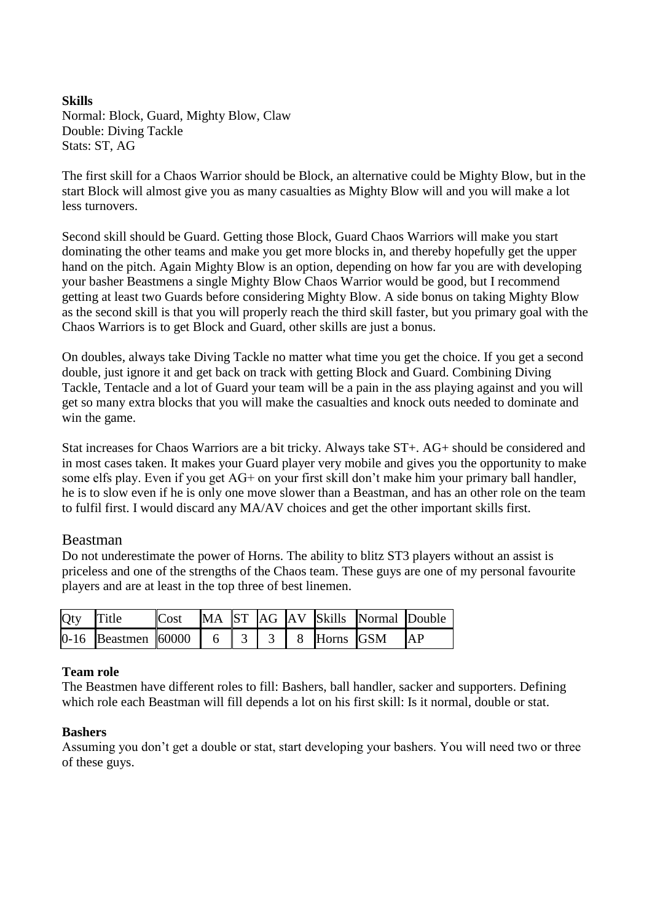**Skills**
Normal: Block, Guard, Mighty Blow, Claw
Double: Diving Tackle
Stats: ST, AG

The first skill for a Chaos Warrior should be Block, an alternative could be Mighty Blow, but in the start Block will almost give you as many casualties as Mighty Blow will and you will make a lot less turnovers.

Second skill should be Guard. Getting those Block, Guard Chaos Warriors will make you start dominating the other teams and make you get more blocks in, and thereby hopefully get the upper hand on the pitch. Again Mighty Blow is an option, depending on how far you are with developing your basher Beastmens a single Mighty Blow Chaos Warrior would be good, but I recommend getting at least two Guards before considering Mighty Blow. A side bonus on taking Mighty Blow as the second skill is that you will properly reach the third skill faster, but you primary goal with the Chaos Warriors is to get Block and Guard, other skills are just a bonus.

On doubles, always take Diving Tackle no matter what time you get the choice. If you get a second double, just ignore it and get back on track with getting Block and Guard. Combining Diving Tackle, Tentacle and a lot of Guard your team will be a pain in the ass playing against and you will get so many extra blocks that you will make the casualties and knock outs needed to dominate and win the game.

Stat increases for Chaos Warriors are a bit tricky. Always take ST+. AG+ should be considered and in most cases taken. It makes your Guard player very mobile and gives you the opportunity to make some elfs play. Even if you get AG+ on your first skill don't make him your primary ball handler, he is to slow even if he is only one move slower than a Beastman, and has an other role on the team to fulfil first. I would discard any MA/AV choices and get the other important skills first.

## Beastman

Do not underestimate the power of Horns. The ability to blitz ST3 players without an assist is priceless and one of the strengths of the Chaos team. These guys are one of my personal favourite players and are at least in the top three of best linemen.

| Qty | Title | Cost | MA | ST | AG | AV | Skills | Normal | Double |
|---|---|---|---|---|---|---|---|---|---|
| 0-16 | Beastmen | 60000 | 6 | 3 | 3 | 8 | Horns | GSM | AP |

**Team role**
The Beastmen have different roles to fill: Bashers, ball handler, sacker and supporters. Defining which role each Beastman will fill depends a lot on his first skill: Is it normal, double or stat.

**Bashers**
Assuming you don't get a double or stat, start developing your bashers. You will need two or three of these guys.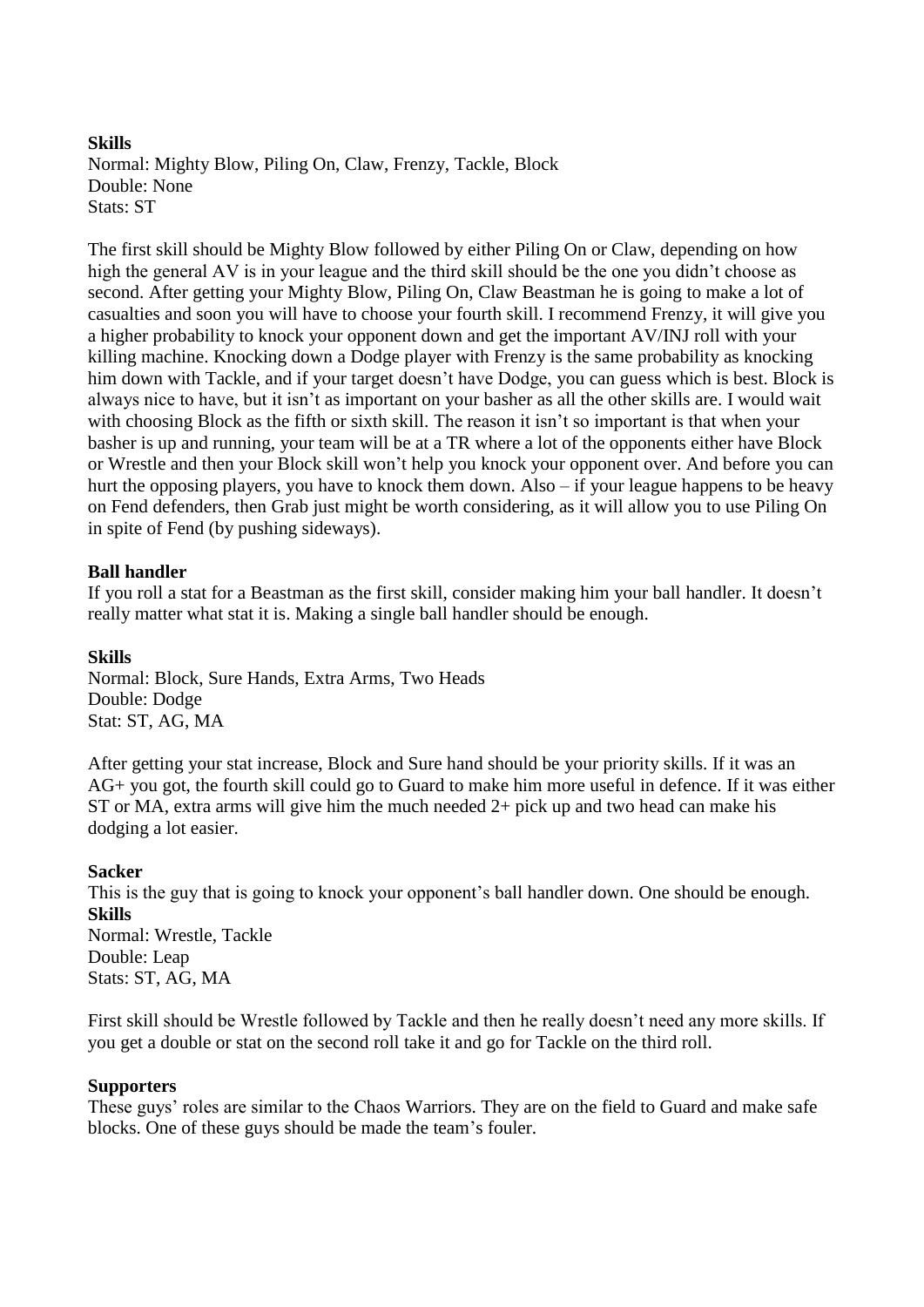**Skills**
Normal: Mighty Blow, Piling On, Claw, Frenzy, Tackle, Block
Double: None
Stats: ST

The first skill should be Mighty Blow followed by either Piling On or Claw, depending on how high the general AV is in your league and the third skill should be the one you didn't choose as second. After getting your Mighty Blow, Piling On, Claw Beastman he is going to make a lot of casualties and soon you will have to choose your fourth skill. I recommend Frenzy, it will give you a higher probability to knock your opponent down and get the important AV/INJ roll with your killing machine. Knocking down a Dodge player with Frenzy is the same probability as knocking him down with Tackle, and if your target doesn't have Dodge, you can guess which is best. Block is always nice to have, but it isn't as important on your basher as all the other skills are. I would wait with choosing Block as the fifth or sixth skill. The reason it isn't so important is that when your basher is up and running, your team will be at a TR where a lot of the opponents either have Block or Wrestle and then your Block skill won't help you knock your opponent over. And before you can hurt the opposing players, you have to knock them down. Also – if your league happens to be heavy on Fend defenders, then Grab just might be worth considering, as it will allow you to use Piling On in spite of Fend (by pushing sideways).

**Ball handler**

If you roll a stat for a Beastman as the first skill, consider making him your ball handler. It doesn't really matter what stat it is. Making a single ball handler should be enough.

**Skills**
Normal: Block, Sure Hands, Extra Arms, Two Heads
Double: Dodge
Stat: ST, AG, MA

After getting your stat increase, Block and Sure hand should be your priority skills. If it was an AG+ you got, the fourth skill could go to Guard to make him more useful in defence. If it was either ST or MA, extra arms will give him the much needed 2+ pick up and two head can make his dodging a lot easier.

**Sacker**

This is the guy that is going to knock your opponent's ball handler down. One should be enough.

**Skills**
Normal: Wrestle, Tackle
Double: Leap
Stats: ST, AG, MA

First skill should be Wrestle followed by Tackle and then he really doesn't need any more skills. If you get a double or stat on the second roll take it and go for Tackle on the third roll.

**Supporters**

These guys' roles are similar to the Chaos Warriors. They are on the field to Guard and make safe blocks. One of these guys should be made the team's fouler.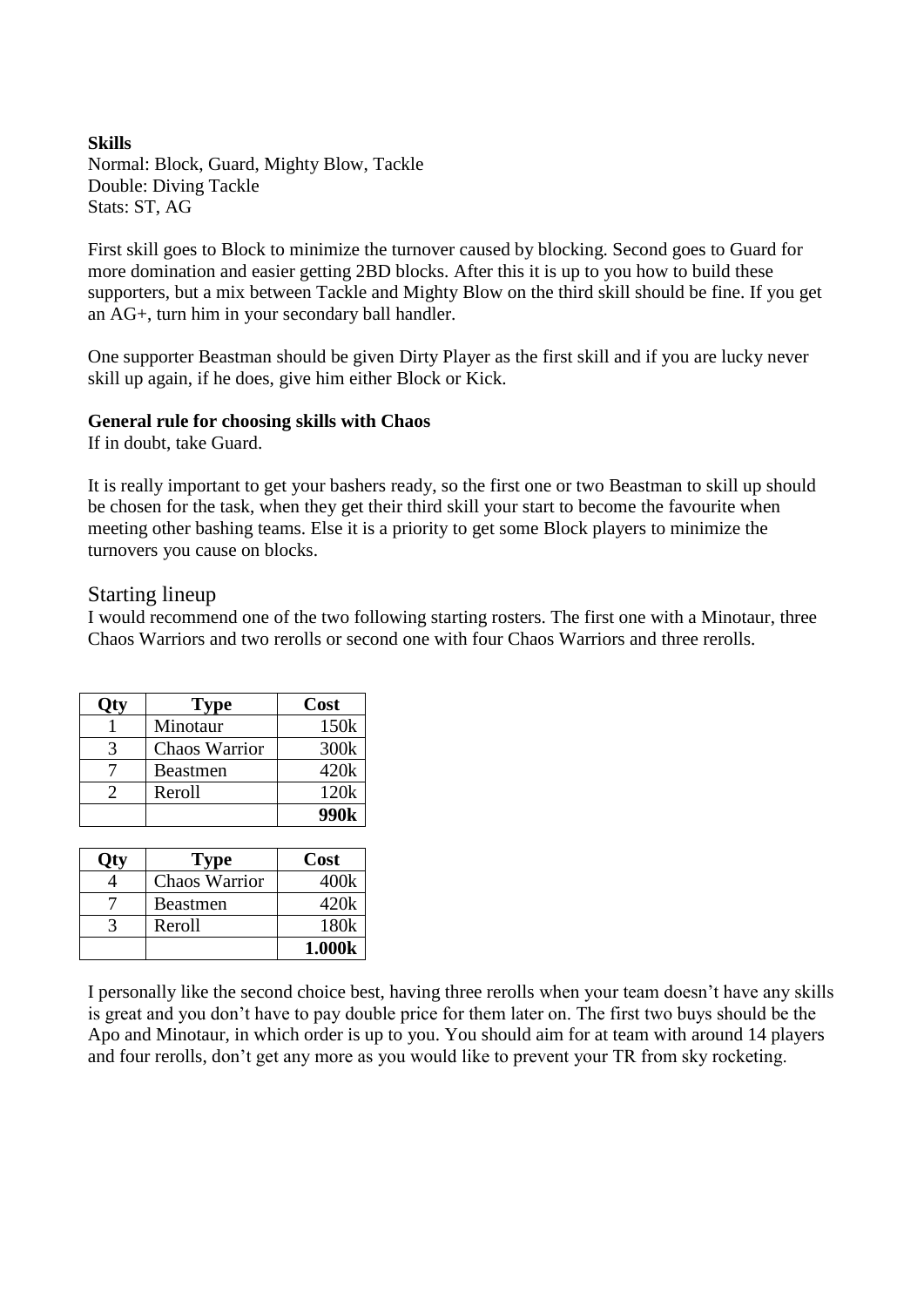**Skills**
Normal: Block, Guard, Mighty Blow, Tackle
Double: Diving Tackle
Stats: ST, AG

First skill goes to Block to minimize the turnover caused by blocking. Second goes to Guard for more domination and easier getting 2BD blocks. After this it is up to you how to build these supporters, but a mix between Tackle and Mighty Blow on the third skill should be fine. If you get an AG+, turn him in your secondary ball handler.

One supporter Beastman should be given Dirty Player as the first skill and if you are lucky never skill up again, if he does, give him either Block or Kick.

**General rule for choosing skills with Chaos**
If in doubt, take Guard.

It is really important to get your bashers ready, so the first one or two Beastman to skill up should be chosen for the task, when they get their third skill your start to become the favourite when meeting other bashing teams. Else it is a priority to get some Block players to minimize the turnovers you cause on blocks.

## Starting lineup

I would recommend one of the two following starting rosters. The first one with a Minotaur, three Chaos Warriors and two rerolls or second one with four Chaos Warriors and three rerolls.

| Qty | Type | Cost |
|---|---|---|
| 1 | Minotaur | 150k |
| 3 | Chaos Warrior | 300k |
| 7 | Beastmen | 420k |
| 2 | Reroll | 120k |
| | | **990k** |

| Qty | Type | Cost |
|---|---|---|
| 4 | Chaos Warrior | 400k |
| 7 | Beastmen | 420k |
| 3 | Reroll | 180k |
| | | **1.000k** |

I personally like the second choice best, having three rerolls when your team doesn't have any skills is great and you don't have to pay double price for them later on. The first two buys should be the Apo and Minotaur, in which order is up to you. You should aim for at team with around 14 players and four rerolls, don't get any more as you would like to prevent your TR from sky rocketing.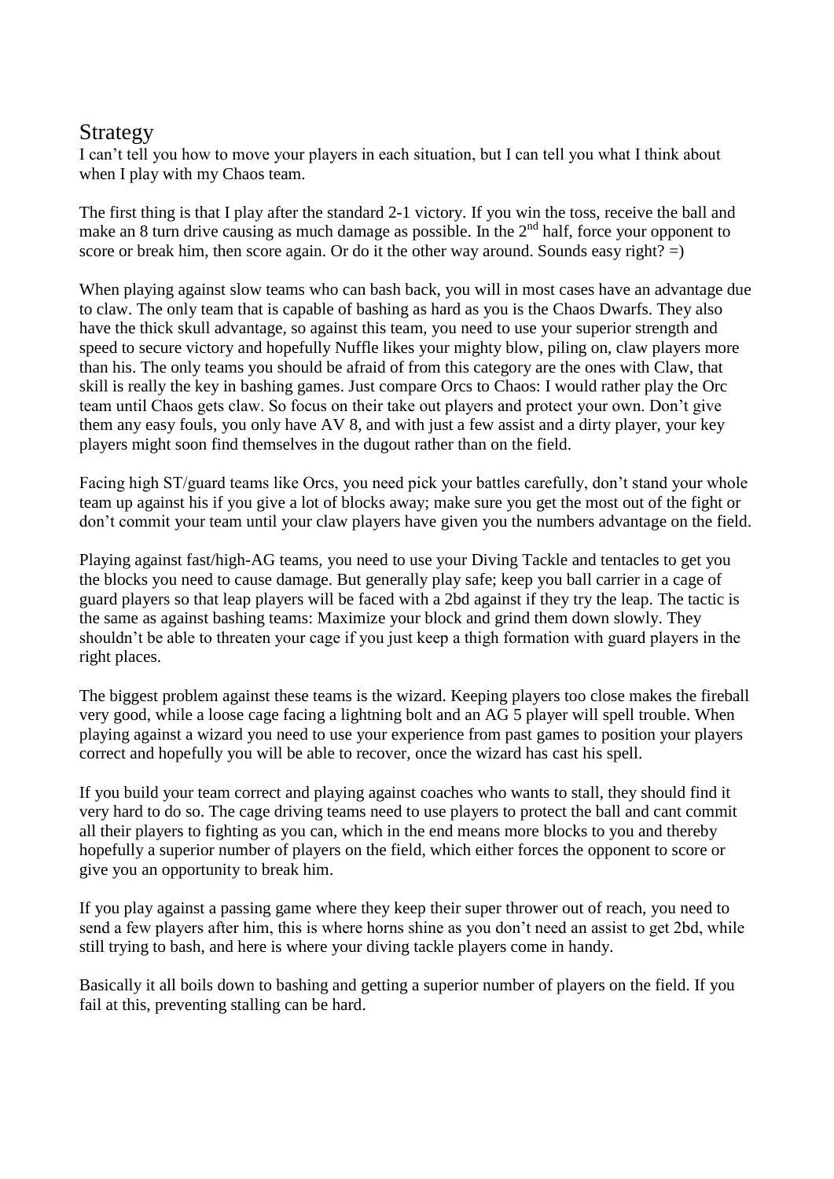## Strategy

I can't tell you how to move your players in each situation, but I can tell you what I think about when I play with my Chaos team.

The first thing is that I play after the standard 2-1 victory. If you win the toss, receive the ball and make an 8 turn drive causing as much damage as possible. In the 2nd half, force your opponent to score or break him, then score again. Or do it the other way around. Sounds easy right? =)

When playing against slow teams who can bash back, you will in most cases have an advantage due to claw. The only team that is capable of bashing as hard as you is the Chaos Dwarfs. They also have the thick skull advantage, so against this team, you need to use your superior strength and speed to secure victory and hopefully Nuffle likes your mighty blow, piling on, claw players more than his. The only teams you should be afraid of from this category are the ones with Claw, that skill is really the key in bashing games. Just compare Orcs to Chaos: I would rather play the Orc team until Chaos gets claw. So focus on their take out players and protect your own. Don't give them any easy fouls, you only have AV 8, and with just a few assist and a dirty player, your key players might soon find themselves in the dugout rather than on the field.

Facing high ST/guard teams like Orcs, you need pick your battles carefully, don't stand your whole team up against his if you give a lot of blocks away; make sure you get the most out of the fight or don't commit your team until your claw players have given you the numbers advantage on the field.

Playing against fast/high-AG teams, you need to use your Diving Tackle and tentacles to get you the blocks you need to cause damage. But generally play safe; keep you ball carrier in a cage of guard players so that leap players will be faced with a 2bd against if they try the leap. The tactic is the same as against bashing teams: Maximize your block and grind them down slowly. They shouldn't be able to threaten your cage if you just keep a thigh formation with guard players in the right places.

The biggest problem against these teams is the wizard. Keeping players too close makes the fireball very good, while a loose cage facing a lightning bolt and an AG 5 player will spell trouble. When playing against a wizard you need to use your experience from past games to position your players correct and hopefully you will be able to recover, once the wizard has cast his spell.

If you build your team correct and playing against coaches who wants to stall, they should find it very hard to do so. The cage driving teams need to use players to protect the ball and cant commit all their players to fighting as you can, which in the end means more blocks to you and thereby hopefully a superior number of players on the field, which either forces the opponent to score or give you an opportunity to break him.

If you play against a passing game where they keep their super thrower out of reach, you need to send a few players after him, this is where horns shine as you don't need an assist to get 2bd, while still trying to bash, and here is where your diving tackle players come in handy.

Basically it all boils down to bashing and getting a superior number of players on the field. If you fail at this, preventing stalling can be hard.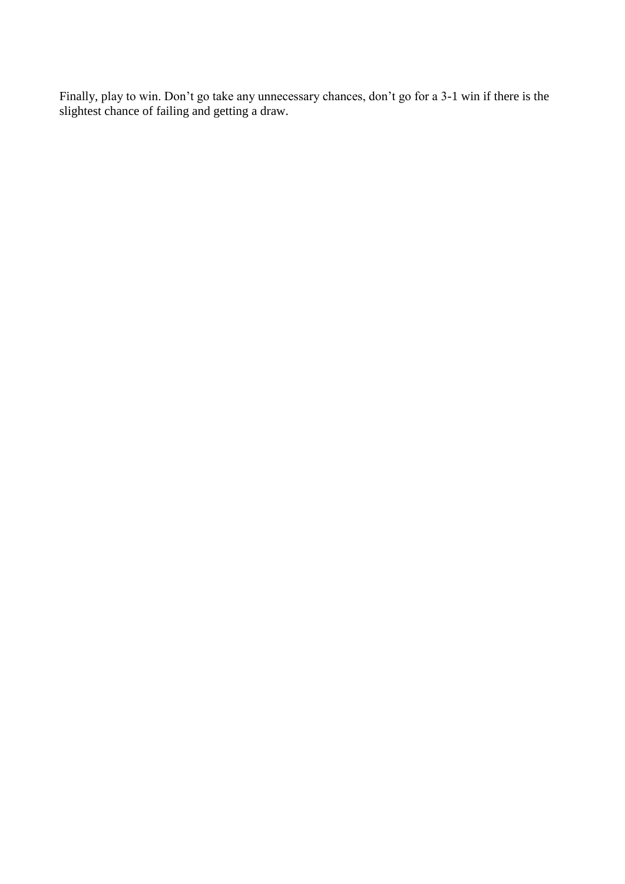Finally, play to win. Don’t go take any unnecessary chances, don’t go for a 3-1 win if there is the slightest chance of failing and getting a draw.